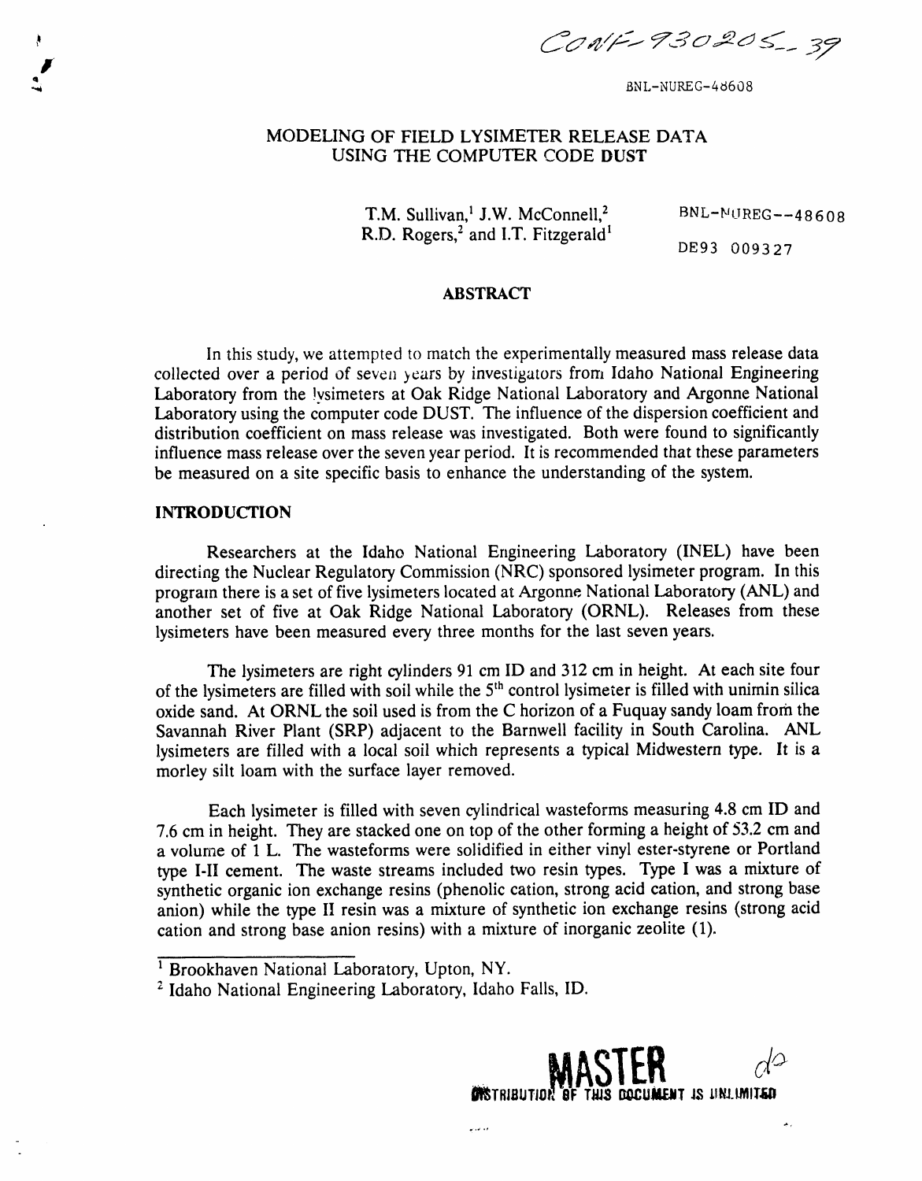CONF-930205--39

BNL-NUREG-48608

# MODELING OF FIELD LYSIMETER RELEASE DATA USING THE COMPUTER CODE DUST

T.M. Sullivan,[1] J.W. McConnell,[2] R.D. Rogers,[2] and I.T. Fitzgerald[1]

BNL-NUREG--48608

DE93 009327

## ABSTRACT

In this study, we attempted to match the experimentally measured mass release data collected over a period of seven years by investigators from Idaho National Engineering Laboratory from the lysimeters at Oak Ridge National Laboratory and Argonne National Laboratory using the computer code DUST. The influence of the dispersion coefficient and distribution coefficient on mass release was investigated. Both were found to significantly influence mass release over the seven year period. It is recommended that these parameters be measured on a site specific basis to enhance the understanding of the system.

## INTRODUCTION

Researchers at the Idaho National Engineering Laboratory (INEL) have been directing the Nuclear Regulatory Commission (NRC) sponsored lysimeter program. In this program there is a set of five lysimeters located at Argonne National Laboratory (ANL) and another set of five at Oak Ridge National Laboratory (ORNL). Releases from these lysimeters have been measured every three months for the last seven years.

The lysimeters are right cylinders 91 cm ID and 312 cm in height. At each site four of the lysimeters are filled with soil while the 5th control lysimeter is filled with unimin silica oxide sand. At ORNL the soil used is from the C horizon of a Fuquay sandy loam from the Savannah River Plant (SRP) adjacent to the Barnwell facility in South Carolina. ANL lysimeters are filled with a local soil which represents a typical Midwestern type. It is a morley silt loam with the surface layer removed.

Each lysimeter is filled with seven cylindrical wasteforms measuring 4.8 cm ID and 7.6 cm in height. They are stacked one on top of the other forming a height of 53.2 cm and a volume of 1 L. The wasteforms were solidified in either vinyl ester-styrene or Portland type I-II cement. The waste streams included two resin types. Type I was a mixture of synthetic organic ion exchange resins (phenolic cation, strong acid cation, and strong base anion) while the type II resin was a mixture of synthetic ion exchange resins (strong acid cation and strong base anion resins) with a mixture of inorganic zeolite (1).

[1] Brookhaven National Laboratory, Upton, NY.

[2] Idaho National Engineering Laboratory, Idaho Falls, ID.

MASTER

DISTRIBUTION OF THIS DOCUMENT IS UNLIMITED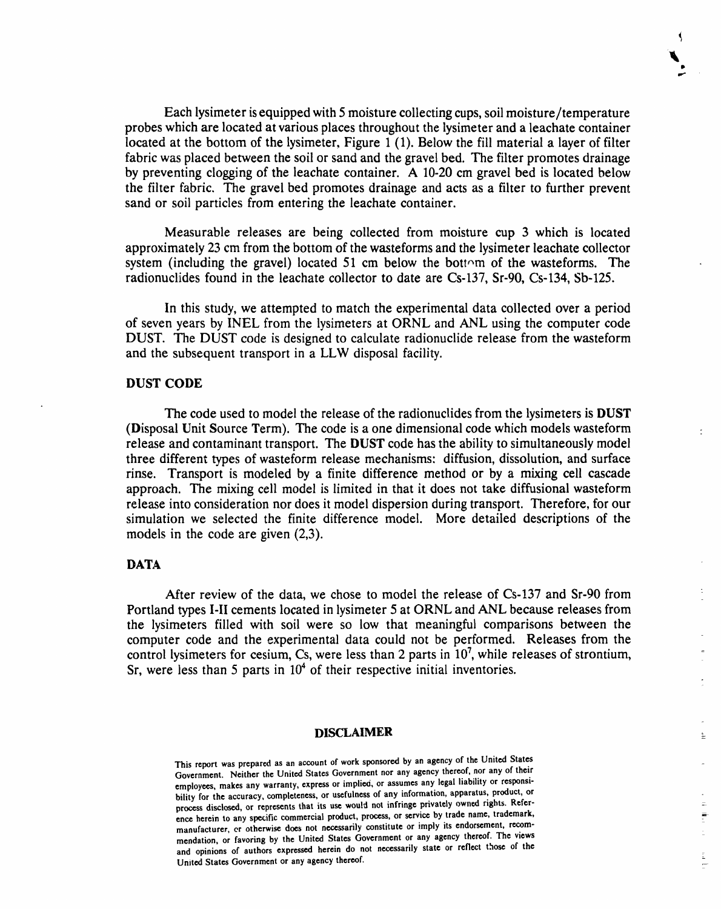Each lysimeter is equipped with 5 moisture collecting cups, soil moisture/temperature probes which are located at various places throughout the lysimeter and a leachate container located at the bottom of the lysimeter, Figure 1 (1). Below the fill material a layer of filter fabric was placed between the soil or sand and the gravel bed. The filter promotes drainage by preventing clogging of the leachate container. A 10-20 cm gravel bed is located below the filter fabric. The gravel bed promotes drainage and acts as a filter to further prevent sand or soil particles from entering the leachate container.

Measurable releases are being collected from moisture cup 3 which is located approximately 23 cm from the bottom of the wasteforms and the lysimeter leachate collector system (including the gravel) located 51 cm below the bottom of the wasteforms. The radionuclides found in the leachate collector to date are Cs-137, Sr-90, Cs-134, Sb-125.

In this study, we attempted to match the experimental data collected over a period of seven years by INEL from the lysimeters at ORNL and ANL using the computer code DUST. The DUST code is designed to calculate radionuclide release from the wasteform and the subsequent transport in a LLW disposal facility.

## DUST CODE

The code used to model the release of the radionuclides from the lysimeters is **DUST** (**D**isposal **U**nit **S**ource **T**erm). The code is a one dimensional code which models wasteform release and contaminant transport. The **DUST** code has the ability to simultaneously model three different types of wasteform release mechanisms: diffusion, dissolution, and surface rinse. Transport is modeled by a finite difference method or by a mixing cell cascade approach. The mixing cell model is limited in that it does not take diffusional wasteform release into consideration nor does it model dispersion during transport. Therefore, for our simulation we selected the finite difference model. More detailed descriptions of the models in the code are given (2,3).

## DATA

After review of the data, we chose to model the release of Cs-137 and Sr-90 from Portland types I-II cements located in lysimeter 5 at ORNL and ANL because releases from the lysimeters filled with soil were so low that meaningful comparisons between the computer code and the experimental data could not be performed. Releases from the control lysimeters for cesium, Cs, were less than 2 parts in $10^7$, while releases of strontium, Sr, were less than 5 parts in $10^4$ of their respective initial inventories.

**DISCLAIMER**

This report was prepared as an account of work sponsored by an agency of the United States Government. Neither the United States Government nor any agency thereof, nor any of their employees, makes any warranty, express or implied, or assumes any legal liability or responsibility for the accuracy, completeness, or usefulness of any information, apparatus, product, or process disclosed, or represents that its use would not infringe privately owned rights. Reference herein to any specific commercial product, process, or service by trade name, trademark, manufacturer, or otherwise does not necessarily constitute or imply its endorsement, recommendation, or favoring by the United States Government or any agency thereof. The views and opinions of authors expressed herein do not necessarily state or reflect those of the United States Government or any agency thereof.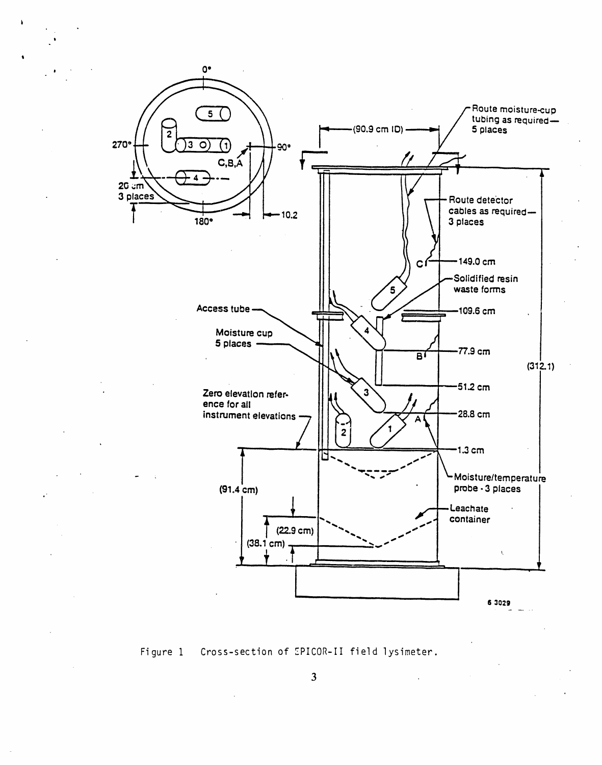Figure 1 Cross-section of EPICOR-II field lysimeter.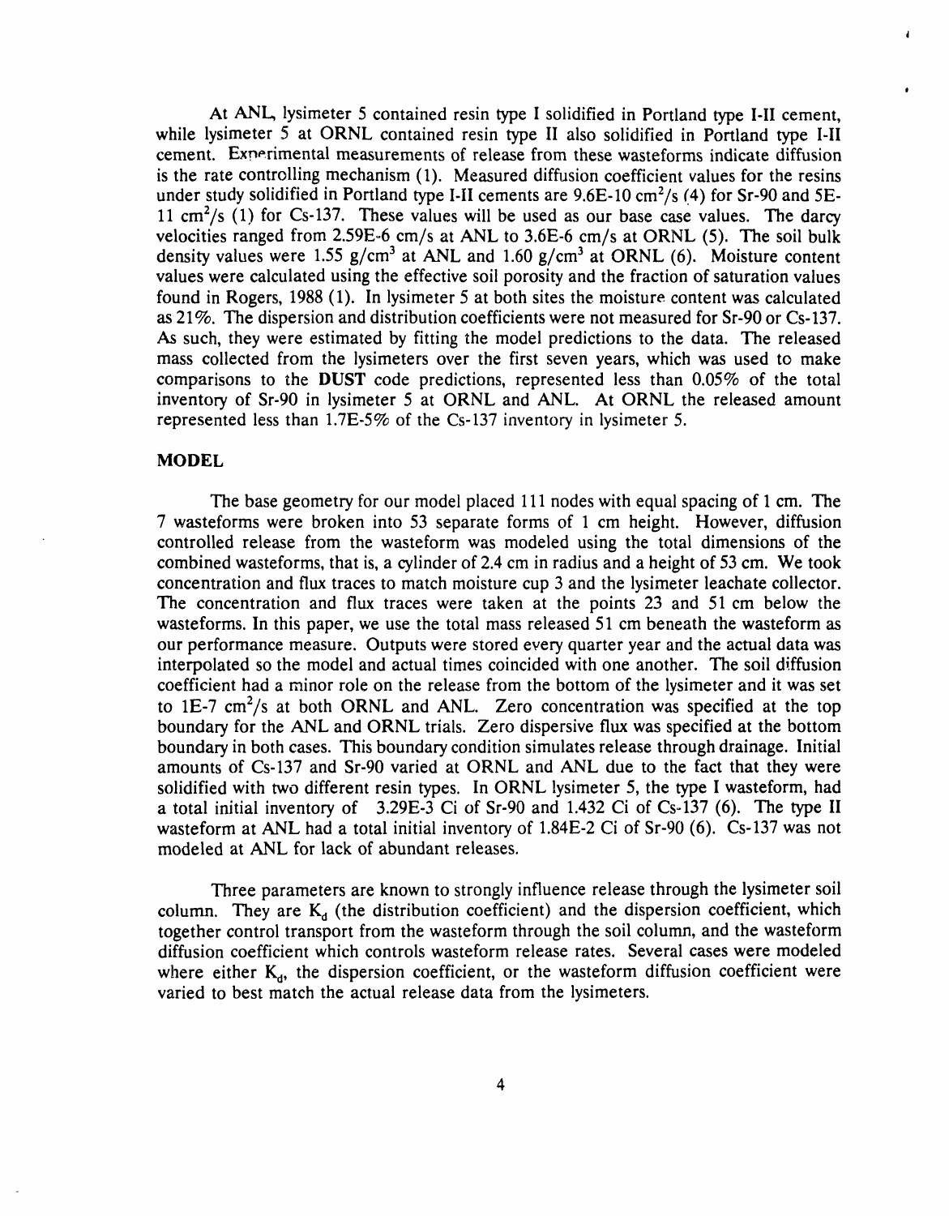At ANL, lysimeter 5 contained resin type I solidified in Portland type I-II cement, while lysimeter 5 at ORNL contained resin type II also solidified in Portland type I-II cement. Experimental measurements of release from these wasteforms indicate diffusion is the rate controlling mechanism (1). Measured diffusion coefficient values for the resins under study solidified in Portland type I-II cements are 9.6E-10 $cm^2/s$ (4) for Sr-90 and 5E-11 $cm^2/s$ (1) for Cs-137. These values will be used as our base case values. The darcy velocities ranged from 2.59E-6 cm/s at ANL to 3.6E-6 cm/s at ORNL (5). The soil bulk density values were 1.55 $g/cm^3$ at ANL and 1.60 $g/cm^3$ at ORNL (6). Moisture content values were calculated using the effective soil porosity and the fraction of saturation values found in Rogers, 1988 (1). In lysimeter 5 at both sites the moisture content was calculated as 21%. The dispersion and distribution coefficients were not measured for Sr-90 or Cs-137. As such, they were estimated by fitting the model predictions to the data. The released mass collected from the lysimeters over the first seven years, which was used to make comparisons to the **DUST** code predictions, represented less than 0.05% of the total inventory of Sr-90 in lysimeter 5 at ORNL and ANL. At ORNL the released amount represented less than 1.7E-5% of the Cs-137 inventory in lysimeter 5.

## MODEL

The base geometry for our model placed 111 nodes with equal spacing of 1 cm. The 7 wasteforms were broken into 53 separate forms of 1 cm height. However, diffusion controlled release from the wasteform was modeled using the total dimensions of the combined wasteforms, that is, a cylinder of 2.4 cm in radius and a height of 53 cm. We took concentration and flux traces to match moisture cup 3 and the lysimeter leachate collector. The concentration and flux traces were taken at the points 23 and 51 cm below the wasteforms. In this paper, we use the total mass released 51 cm beneath the wasteform as our performance measure. Outputs were stored every quarter year and the actual data was interpolated so the model and actual times coincided with one another. The soil diffusion coefficient had a minor role on the release from the bottom of the lysimeter and it was set to 1E-7 $cm^2/s$ at both ORNL and ANL. Zero concentration was specified at the top boundary for the ANL and ORNL trials. Zero dispersive flux was specified at the bottom boundary in both cases. This boundary condition simulates release through drainage. Initial amounts of Cs-137 and Sr-90 varied at ORNL and ANL due to the fact that they were solidified with two different resin types. In ORNL lysimeter 5, the type I wasteform, had a total initial inventory of 3.29E-3 Ci of Sr-90 and 1.432 Ci of Cs-137 (6). The type II wasteform at ANL had a total initial inventory of 1.84E-2 Ci of Sr-90 (6). Cs-137 was not modeled at ANL for lack of abundant releases.

Three parameters are known to strongly influence release through the lysimeter soil column. They are $K_d$ (the distribution coefficient) and the dispersion coefficient, which together control transport from the wasteform through the soil column, and the wasteform diffusion coefficient which controls wasteform release rates. Several cases were modeled where either $K_d$, the dispersion coefficient, or the wasteform diffusion coefficient were varied to best match the actual release data from the lysimeters.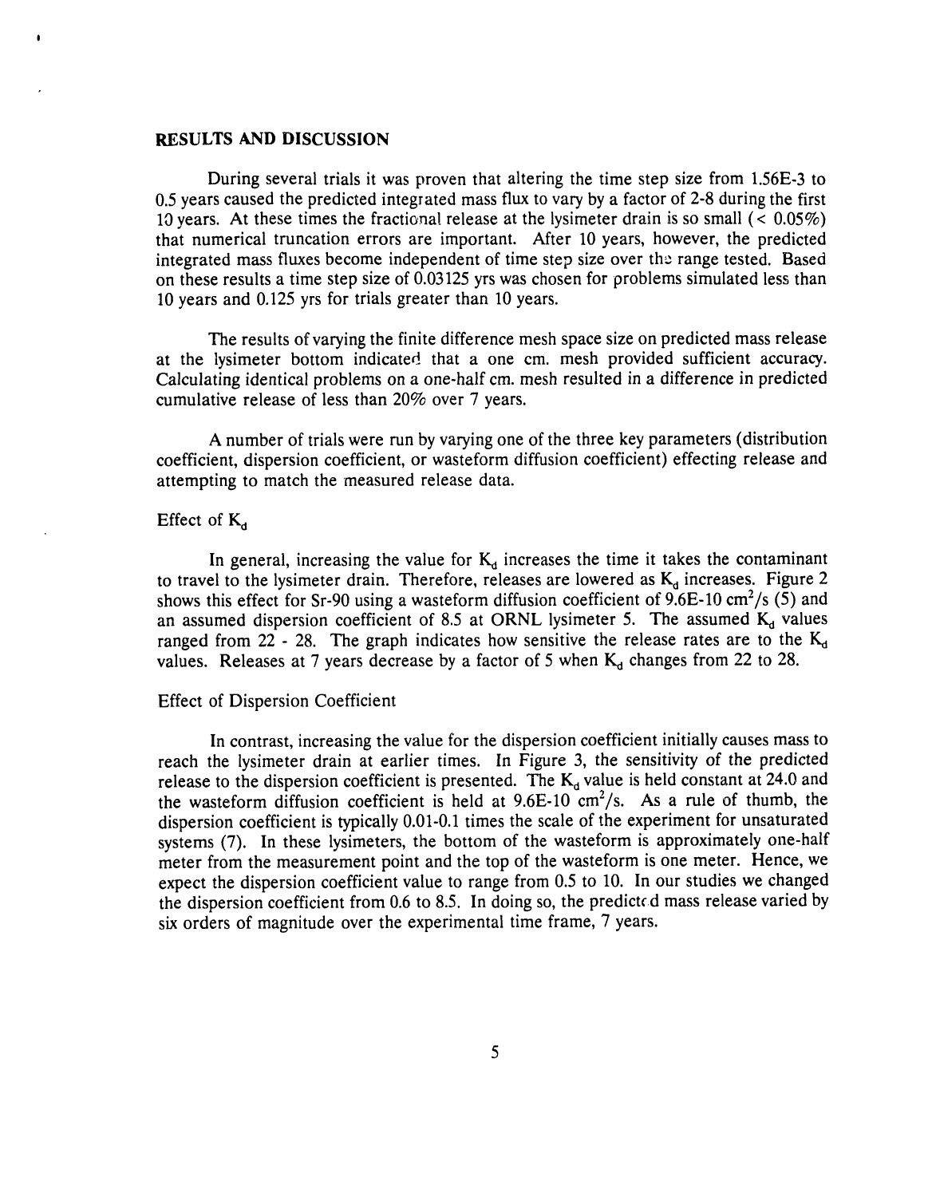## RESULTS AND DISCUSSION

During several trials it was proven that altering the time step size from 1.56E-3 to 0.5 years caused the predicted integrated mass flux to vary by a factor of 2-8 during the first 10 years. At these times the fractional release at the lysimeter drain is so small ($< 0.05\%$) that numerical truncation errors are important. After 10 years, however, the predicted integrated mass fluxes become independent of time step size over the range tested. Based on these results a time step size of 0.03125 yrs was chosen for problems simulated less than 10 years and 0.125 yrs for trials greater than 10 years.

The results of varying the finite difference mesh space size on predicted mass release at the lysimeter bottom indicated that a one cm. mesh provided sufficient accuracy. Calculating identical problems on a one-half cm. mesh resulted in a difference in predicted cumulative release of less than 20% over 7 years.

A number of trials were run by varying one of the three key parameters (distribution coefficient, dispersion coefficient, or wasteform diffusion coefficient) effecting release and attempting to match the measured release data.

### Effect of $K_d$

In general, increasing the value for $K_d$ increases the time it takes the contaminant to travel to the lysimeter drain. Therefore, releases are lowered as $K_d$ increases. Figure 2 shows this effect for Sr-90 using a wasteform diffusion coefficient of 9.6E-10 $cm^2/s$ (5) and an assumed dispersion coefficient of 8.5 at ORNL lysimeter 5. The assumed $K_d$ values ranged from 22 - 28. The graph indicates how sensitive the release rates are to the $K_d$ values. Releases at 7 years decrease by a factor of 5 when $K_d$ changes from 22 to 28.

### Effect of Dispersion Coefficient

In contrast, increasing the value for the dispersion coefficient initially causes mass to reach the lysimeter drain at earlier times. In Figure 3, the sensitivity of the predicted release to the dispersion coefficient is presented. The $K_d$ value is held constant at 24.0 and the wasteform diffusion coefficient is held at 9.6E-10 $cm^2/s$. As a rule of thumb, the dispersion coefficient is typically 0.01-0.1 times the scale of the experiment for unsaturated systems (7). In these lysimeters, the bottom of the wasteform is approximately one-half meter from the measurement point and the top of the wasteform is one meter. Hence, we expect the dispersion coefficient value to range from 0.5 to 10. In our studies we changed the dispersion coefficient from 0.6 to 8.5. In doing so, the predicted mass release varied by six orders of magnitude over the experimental time frame, 7 years.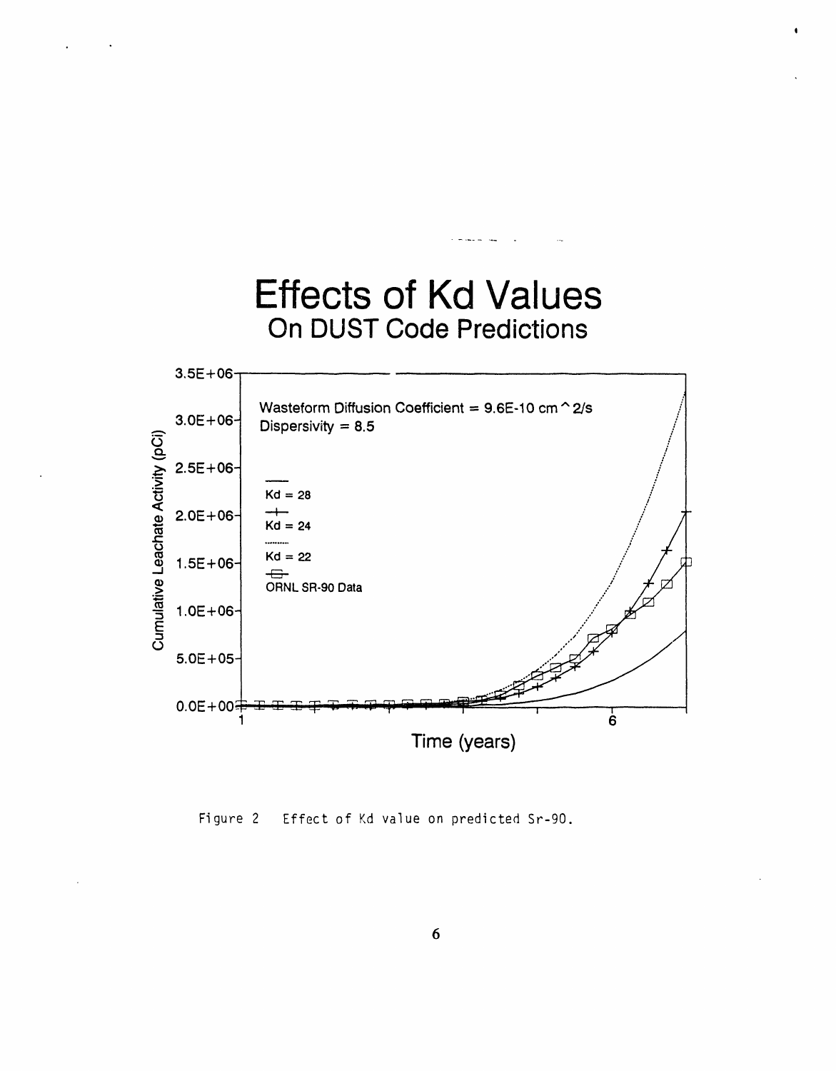Figure 2 Effect of Kd value on predicted Sr-90.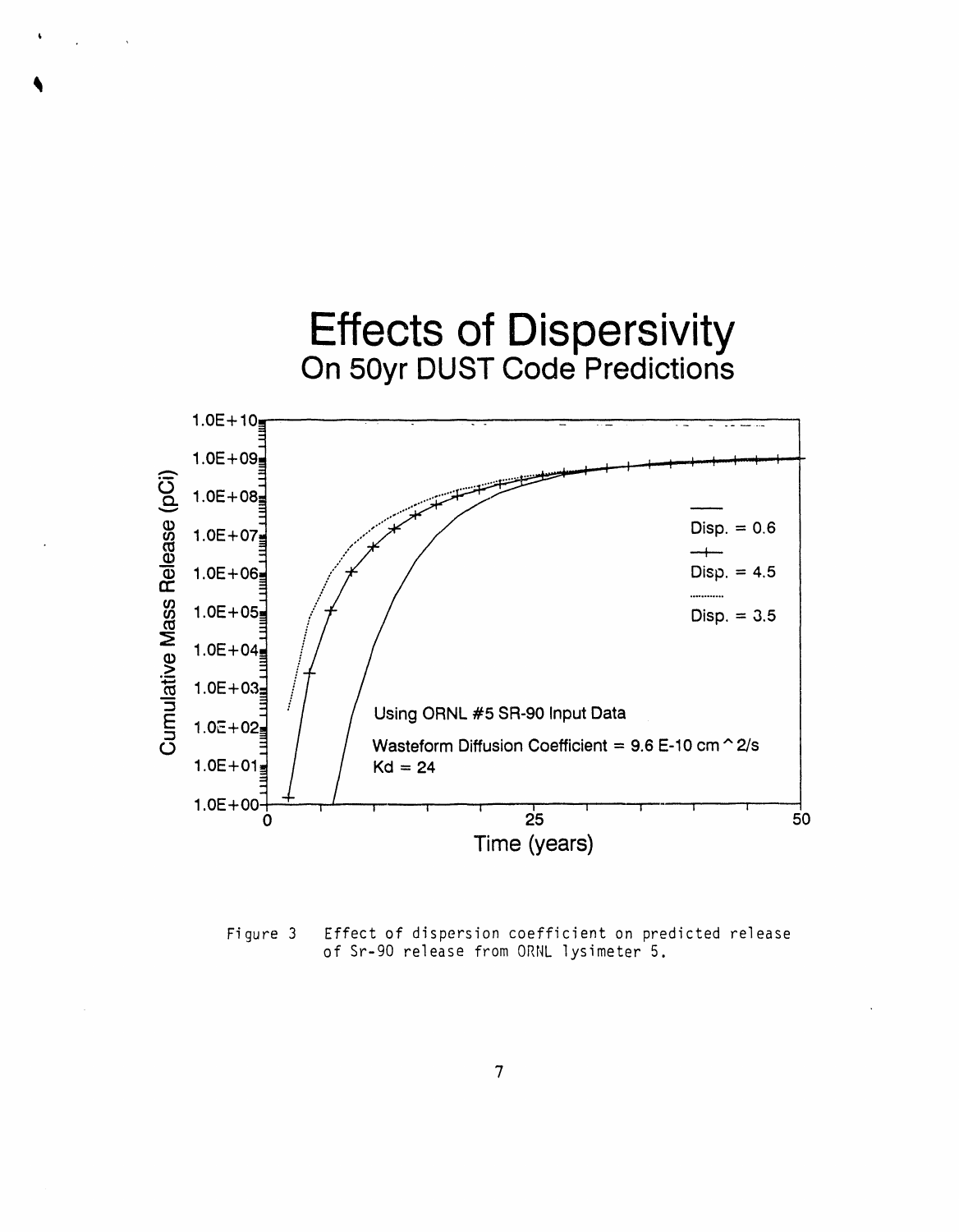# Effects of Dispersivity

## On 50yr DUST Code Predictions

Using ORNL #5 SR-90 Input Data

Wasteform Diffusion Coefficient = 9.6 E-10 cm^2/s

Kd = 24

Figure 3 Effect of dispersion coefficient on predicted release of Sr-90 release from ORNL lysimeter 5.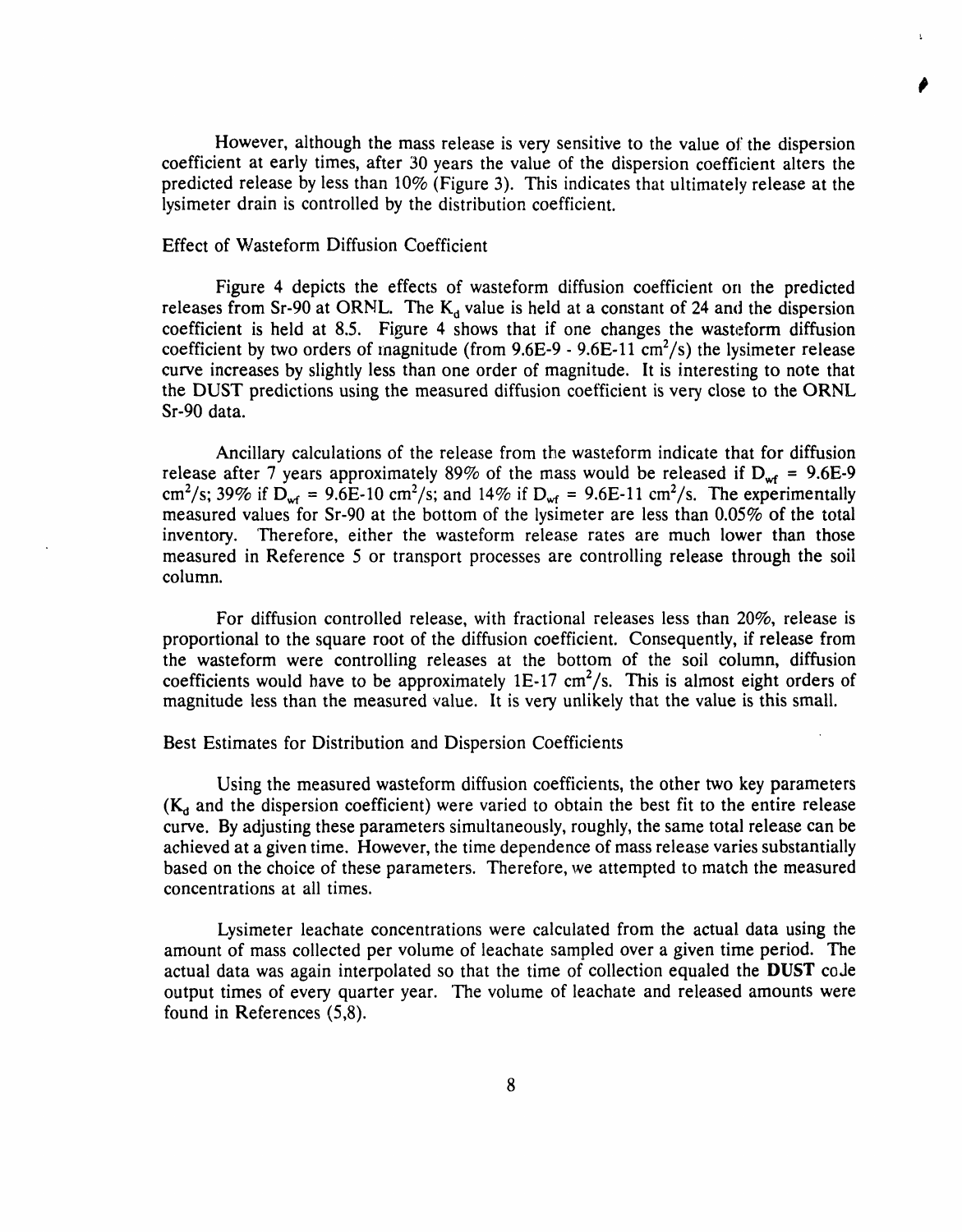However, although the mass release is very sensitive to the value of the dispersion coefficient at early times, after 30 years the value of the dispersion coefficient alters the predicted release by less than 10% (Figure 3). This indicates that ultimately release at the lysimeter drain is controlled by the distribution coefficient.

## Effect of Wasteform Diffusion Coefficient

Figure 4 depicts the effects of wasteform diffusion coefficient on the predicted releases from Sr-90 at ORNL. The $K_d$ value is held at a constant of 24 and the dispersion coefficient is held at 8.5. Figure 4 shows that if one changes the wasteform diffusion coefficient by two orders of magnitude (from 9.6E-9 - 9.6E-11 $cm^2/s$) the lysimeter release curve increases by slightly less than one order of magnitude. It is interesting to note that the DUST predictions using the measured diffusion coefficient is very close to the ORNL Sr-90 data.

Ancillary calculations of the release from the wasteform indicate that for diffusion release after 7 years approximately 89% of the mass would be released if $D_{wf}$ = 9.6E-9 $cm^2/s$; 39% if $D_{wf}$ = 9.6E-10 $cm^2/s$; and 14% if $D_{wf}$ = 9.6E-11 $cm^2/s$. The experimentally measured values for Sr-90 at the bottom of the lysimeter are less than 0.05% of the total inventory. Therefore, either the wasteform release rates are much lower than those measured in Reference 5 or transport processes are controlling release through the soil column.

For diffusion controlled release, with fractional releases less than 20%, release is proportional to the square root of the diffusion coefficient. Consequently, if release from the wasteform were controlling releases at the bottom of the soil column, diffusion coefficients would have to be approximately 1E-17 $cm^2/s$. This is almost eight orders of magnitude less than the measured value. It is very unlikely that the value is this small.

## Best Estimates for Distribution and Dispersion Coefficients

Using the measured wasteform diffusion coefficients, the other two key parameters ($K_d$ and the dispersion coefficient) were varied to obtain the best fit to the entire release curve. By adjusting these parameters simultaneously, roughly, the same total release can be achieved at a given time. However, the time dependence of mass release varies substantially based on the choice of these parameters. Therefore, we attempted to match the measured concentrations at all times.

Lysimeter leachate concentrations were calculated from the actual data using the amount of mass collected per volume of leachate sampled over a given time period. The actual data was again interpolated so that the time of collection equaled the **DUST** code output times of every quarter year. The volume of leachate and released amounts were found in References (5,8).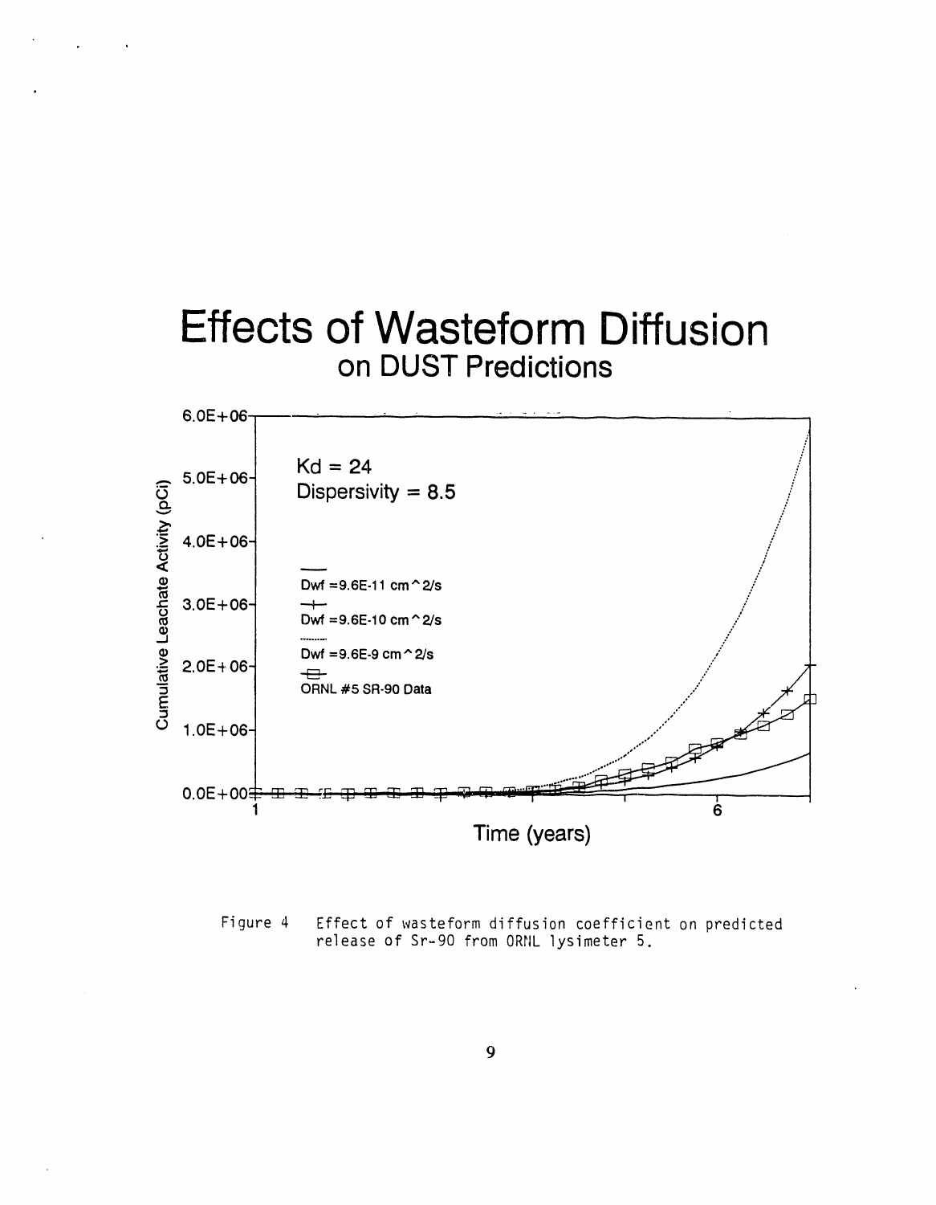# Effects of Wasteform Diffusion
## on DUST Predictions

Kd = 24
Dispersivity = 8.5

Dwf =9.6E-11 cm^2/s
Dwf =9.6E-10 cm^2/s
Dwf =9.6E-9 cm^2/s
ORNL #5 SR-90 Data

Cumulative Leachate Activity (pCi)

Time (years)

Figure 4 Effect of wasteform diffusion coefficient on predicted release of Sr-90 from ORNL lysimeter 5.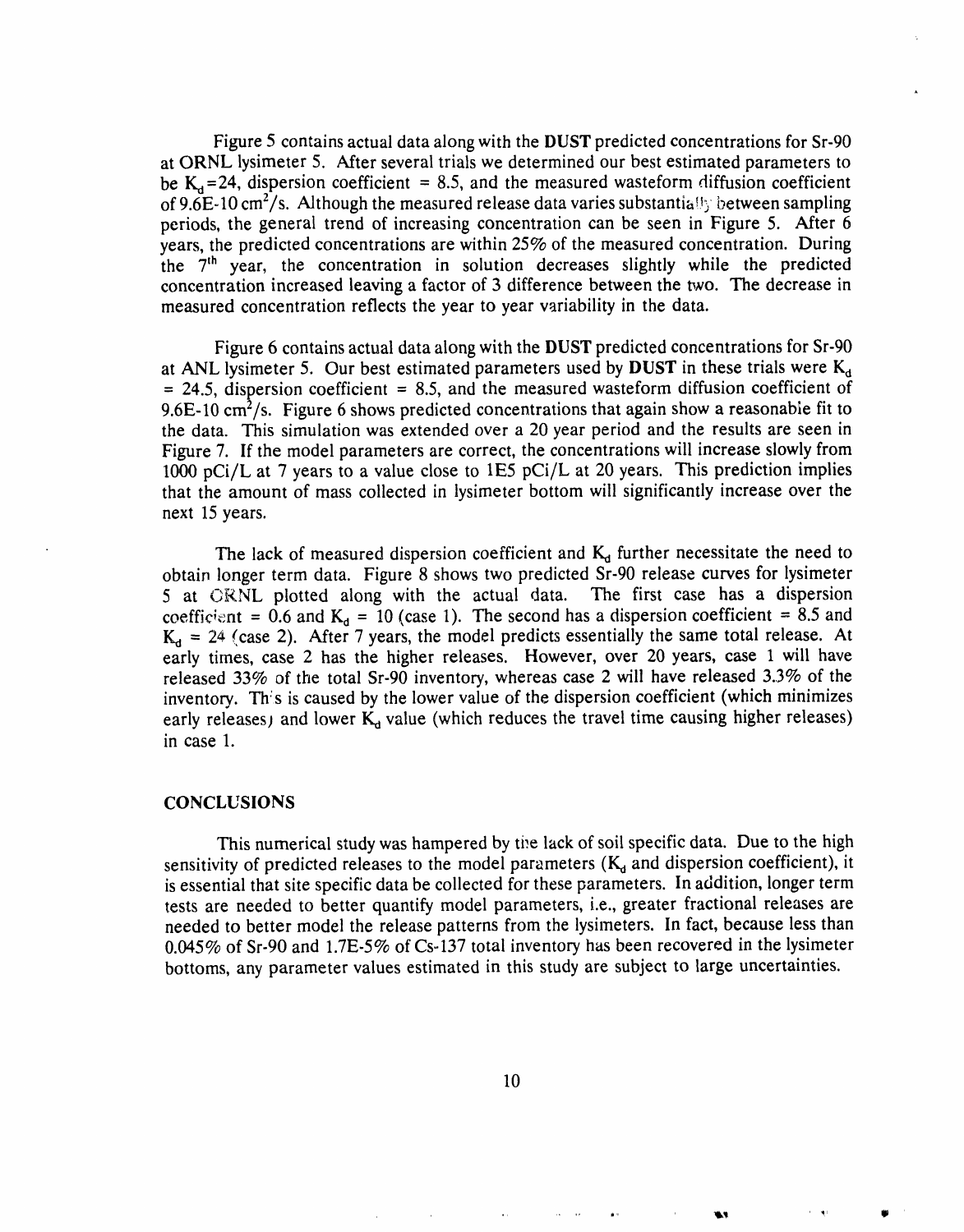Figure 5 contains actual data along with the **DUST** predicted concentrations for Sr-90 at ORNL lysimeter 5. After several trials we determined our best estimated parameters to be $K_d$=24, dispersion coefficient = 8.5, and the measured wasteform diffusion coefficient of 9.6E-10 $cm^2$/s. Although the measured release data varies substantially between sampling periods, the general trend of increasing concentration can be seen in Figure 5. After 6 years, the predicted concentrations are within 25% of the measured concentration. During the 7th year, the concentration in solution decreases slightly while the predicted concentration increased leaving a factor of 3 difference between the two. The decrease in measured concentration reflects the year to year variability in the data.

Figure 6 contains actual data along with the **DUST** predicted concentrations for Sr-90 at ANL lysimeter 5. Our best estimated parameters used by **DUST** in these trials were $K_d$ = 24.5, dispersion coefficient = 8.5, and the measured wasteform diffusion coefficient of 9.6E-10 $cm^2$/s. Figure 6 shows predicted concentrations that again show a reasonable fit to the data. This simulation was extended over a 20 year period and the results are seen in Figure 7. If the model parameters are correct, the concentrations will increase slowly from 1000 pCi/L at 7 years to a value close to 1E5 pCi/L at 20 years. This prediction implies that the amount of mass collected in lysimeter bottom will significantly increase over the next 15 years.

The lack of measured dispersion coefficient and $K_d$ further necessitate the need to obtain longer term data. Figure 8 shows two predicted Sr-90 release curves for lysimeter 5 at ORNL plotted along with the actual data. The first case has a dispersion coefficient = 0.6 and $K_d$ = 10 (case 1). The second has a dispersion coefficient = 8.5 and $K_d$ = 24 (case 2). After 7 years, the model predicts essentially the same total release. At early times, case 2 has the higher releases. However, over 20 years, case 1 will have released 33% of the total Sr-90 inventory, whereas case 2 will have released 3.3% of the inventory. This is caused by the lower value of the dispersion coefficient (which minimizes early releases) and lower $K_d$ value (which reduces the travel time causing higher releases) in case 1.

## CONCLUSIONS

This numerical study was hampered by the lack of soil specific data. Due to the high sensitivity of predicted releases to the model parameters ($K_d$ and dispersion coefficient), it is essential that site specific data be collected for these parameters. In addition, longer term tests are needed to better quantify model parameters, i.e., greater fractional releases are needed to better model the release patterns from the lysimeters. In fact, because less than 0.045% of Sr-90 and 1.7E-5% of Cs-137 total inventory has been recovered in the lysimeter bottoms, any parameter values estimated in this study are subject to large uncertainties.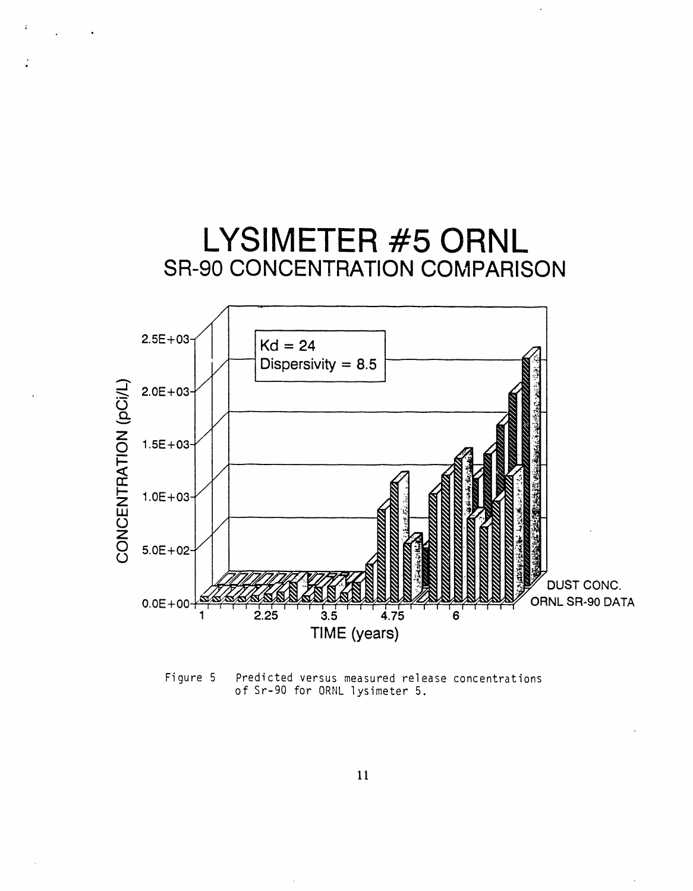# LYSIMETER #5 ORNL

## SR-90 CONCENTRATION COMPARISON

Kd = 24
Dispersivity = 8.5

CONCENTRATION (pCi/L)

2.5E+03
2.0E+03
1.5E+03
1.0E+03
5.0E+02
0.0E+00

1 2.25 3.5 4.75 6

TIME (years)

DUST CONC.
ORNL SR-90 DATA

Figure 5 Predicted versus measured release concentrations of Sr-90 for ORNL lysimeter 5.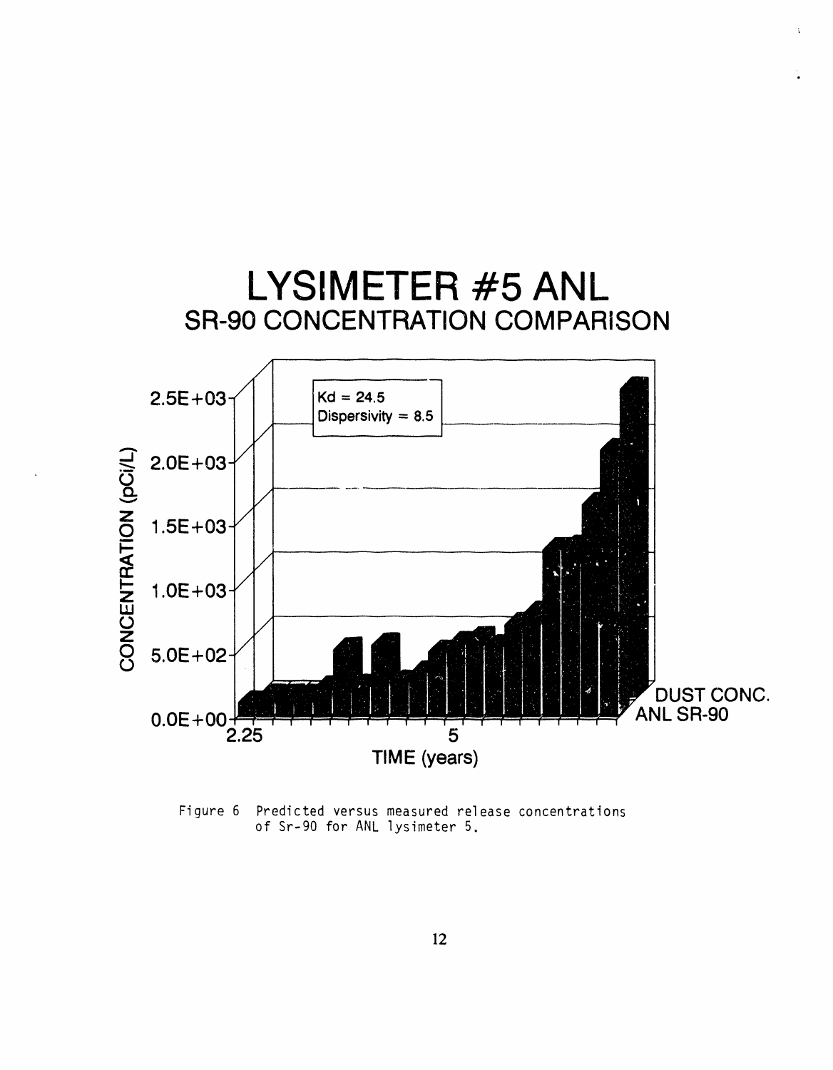# LYSIMETER #5 ANL

## SR-90 CONCENTRATION COMPARISON

Kd = 24.5
Dispersivity = 8.5

CONCENTRATION (pCi/L)

2.5E+03
2.0E+03
1.5E+03
1.0E+03
5.0E+02
0.0E+00

2.25 5

TIME (years)

DUST CONC.
ANL SR-90

Figure 6 Predicted versus measured release concentrations of Sr-90 for ANL lysimeter 5.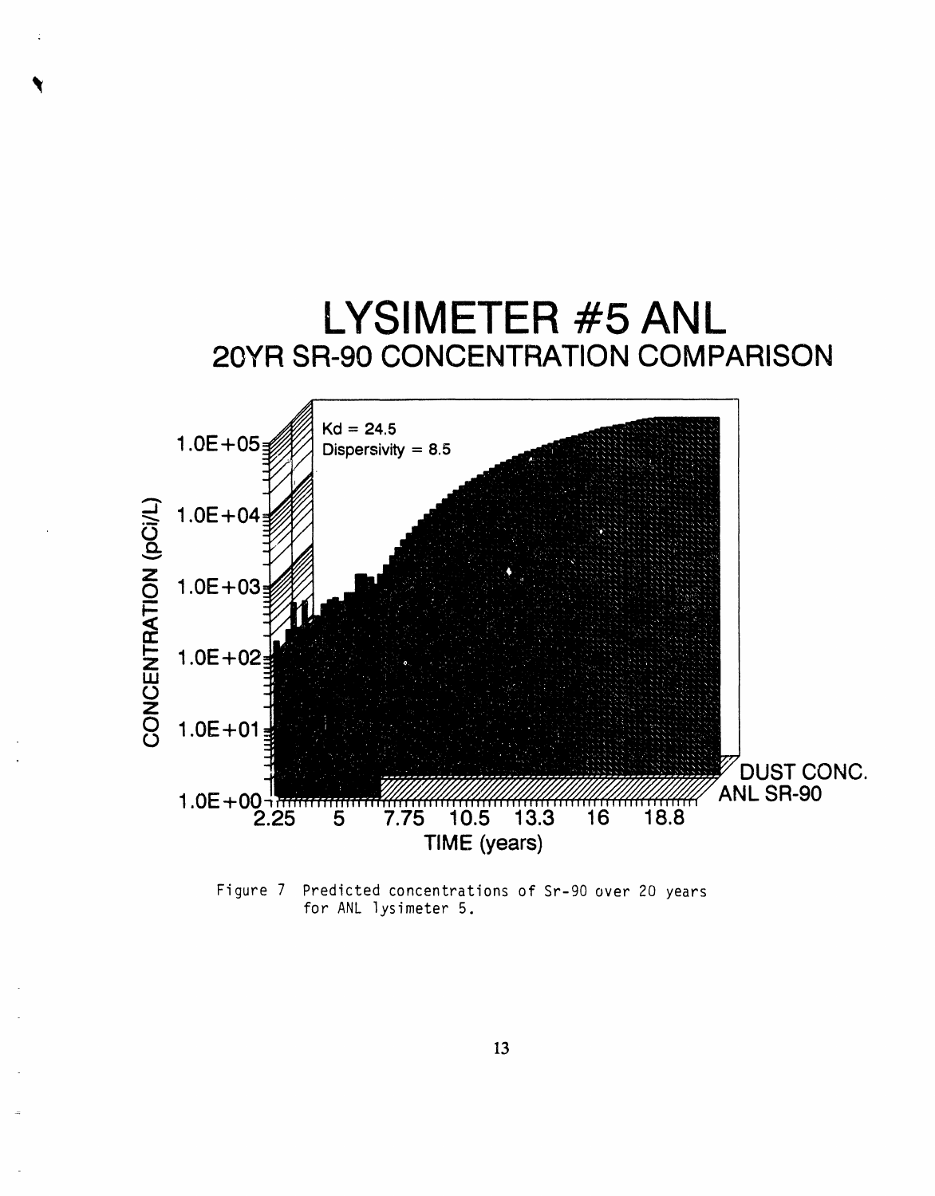# LYSIMETER #5 ANL

## 20YR SR-90 CONCENTRATION COMPARISON

Kd = 24.5
Dispersivity = 8.5

CONCENTRATION (pCi/L)

1.0E+05
1.0E+04
1.0E+03
1.0E+02
1.0E+01
1.0E+00

2.25 5 7.75 10.5 13.3 16 18.8

TIME (years)

DUST CONC.
ANL SR-90

Figure 7 Predicted concentrations of Sr-90 over 20 years for ANL lysimeter 5.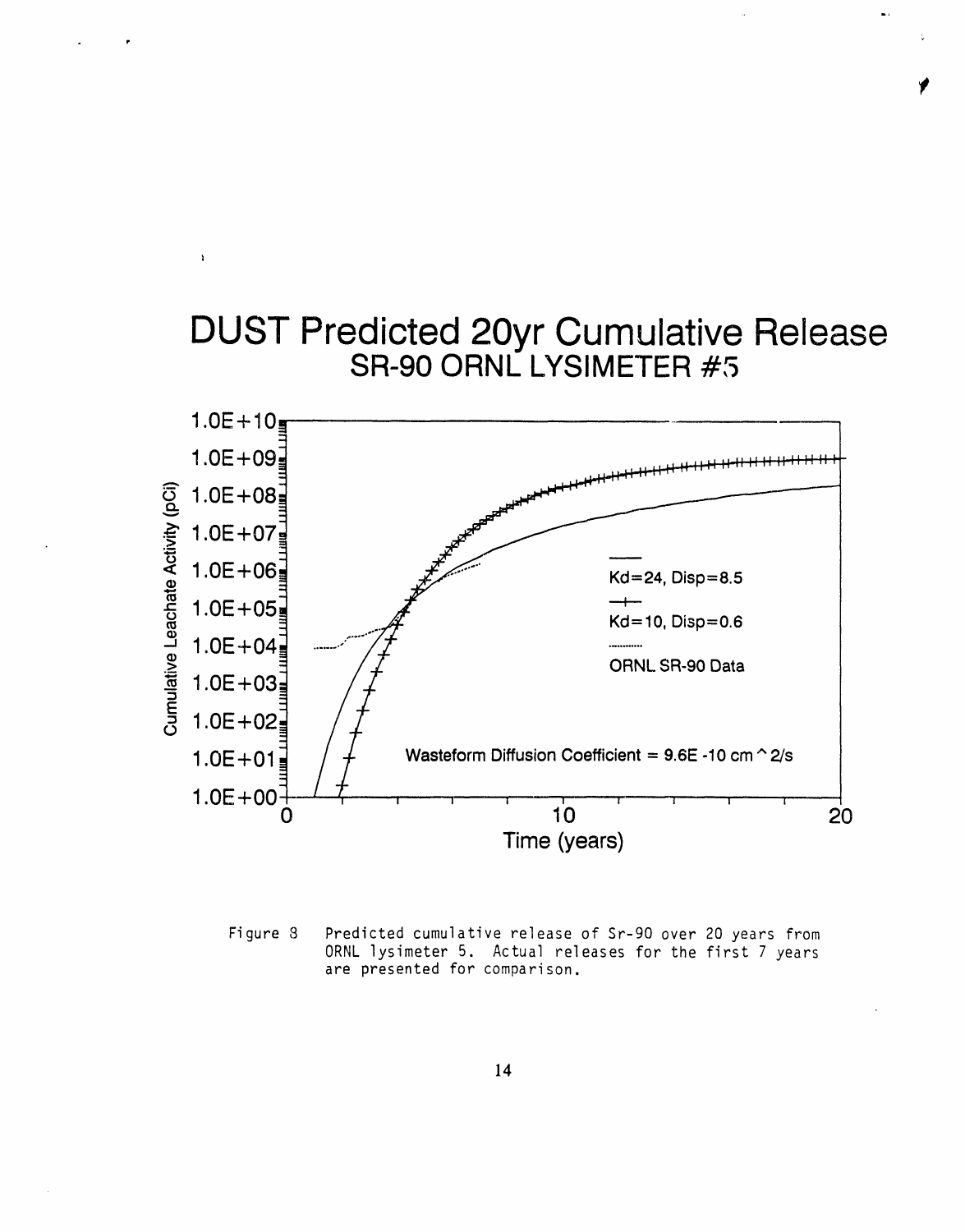# DUST Predicted 20yr Cumulative Release

## SR-90 ORNL LYSIMETER #5

Figure 8 Predicted cumulative release of Sr-90 over 20 years from ORNL lysimeter 5. Actual releases for the first 7 years are presented for comparison.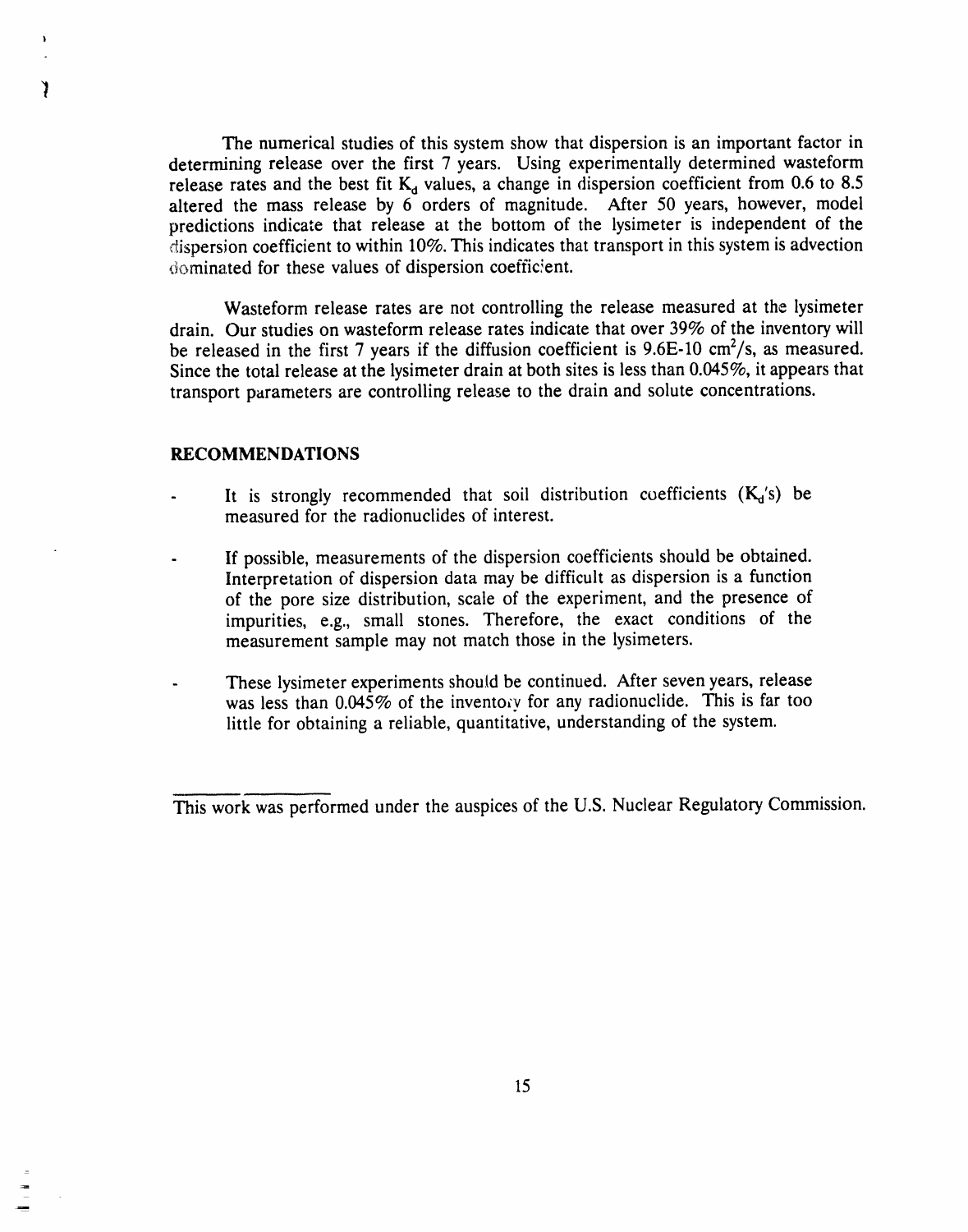The numerical studies of this system show that dispersion is an important factor in determining release over the first 7 years. Using experimentally determined wasteform release rates and the best fit $K_d$ values, a change in dispersion coefficient from 0.6 to 8.5 altered the mass release by 6 orders of magnitude. After 50 years, however, model predictions indicate that release at the bottom of the lysimeter is independent of the dispersion coefficient to within 10%. This indicates that transport in this system is advection dominated for these values of dispersion coefficient.

Wasteform release rates are not controlling the release measured at the lysimeter drain. Our studies on wasteform release rates indicate that over 39% of the inventory will be released in the first 7 years if the diffusion coefficient is 9.6E-10 $cm^2/s$, as measured. Since the total release at the lysimeter drain at both sites is less than 0.045%, it appears that transport parameters are controlling release to the drain and solute concentrations.

## RECOMMENDATIONS

- It is strongly recommended that soil distribution coefficients ($K_d$'s) be measured for the radionuclides of interest.
- If possible, measurements of the dispersion coefficients should be obtained. Interpretation of dispersion data may be difficult as dispersion is a function of the pore size distribution, scale of the experiment, and the presence of impurities, e.g., small stones. Therefore, the exact conditions of the measurement sample may not match those in the lysimeters.
- These lysimeter experiments should be continued. After seven years, release was less than 0.045% of the inventory for any radionuclide. This is far too little for obtaining a reliable, quantitative, understanding of the system.

---

This work was performed under the auspices of the U.S. Nuclear Regulatory Commission.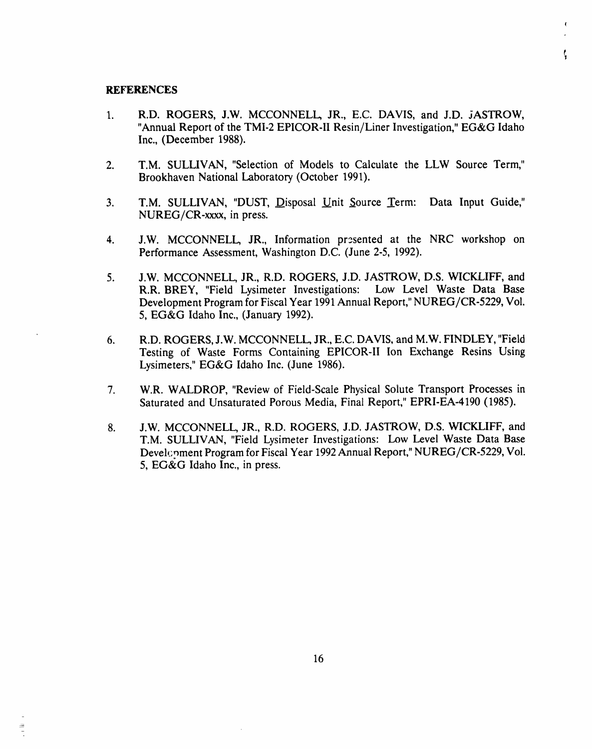## REFERENCES

1. R.D. ROGERS, J.W. MCCONNELL, JR., E.C. DAVIS, and J.D. JASTROW, "Annual Report of the TMI-2 EPICOR-II Resin/Liner Investigation," EG&G Idaho Inc., (December 1988).

2. T.M. SULLIVAN, "Selection of Models to Calculate the LLW Source Term," Brookhaven National Laboratory (October 1991).

3. T.M. SULLIVAN, "DUST, Disposal Unit Source Term: Data Input Guide," NUREG/CR-xxxx, in press.

4. J.W. MCCONNELL, JR., Information presented at the NRC workshop on Performance Assessment, Washington D.C. (June 2-5, 1992).

5. J.W. MCCONNELL, JR., R.D. ROGERS, J.D. JASTROW, D.S. WICKLIFF, and R.R. BREY, "Field Lysimeter Investigations: Low Level Waste Data Base Development Program for Fiscal Year 1991 Annual Report," NUREG/CR-5229, Vol. 5, EG&G Idaho Inc., (January 1992).

6. R.D. ROGERS, J.W. MCCONNELL, JR., E.C. DAVIS, and M.W. FINDLEY, "Field Testing of Waste Forms Containing EPICOR-II Ion Exchange Resins Using Lysimeters," EG&G Idaho Inc. (June 1986).

7. W.R. WALDROP, "Review of Field-Scale Physical Solute Transport Processes in Saturated and Unsaturated Porous Media, Final Report," EPRI-EA-4190 (1985).

8. J.W. MCCONNELL, JR., R.D. ROGERS, J.D. JASTROW, D.S. WICKLIFF, and T.M. SULLIVAN, "Field Lysimeter Investigations: Low Level Waste Data Base Development Program for Fiscal Year 1992 Annual Report," NUREG/CR-5229, Vol. 5, EG&G Idaho Inc., in press.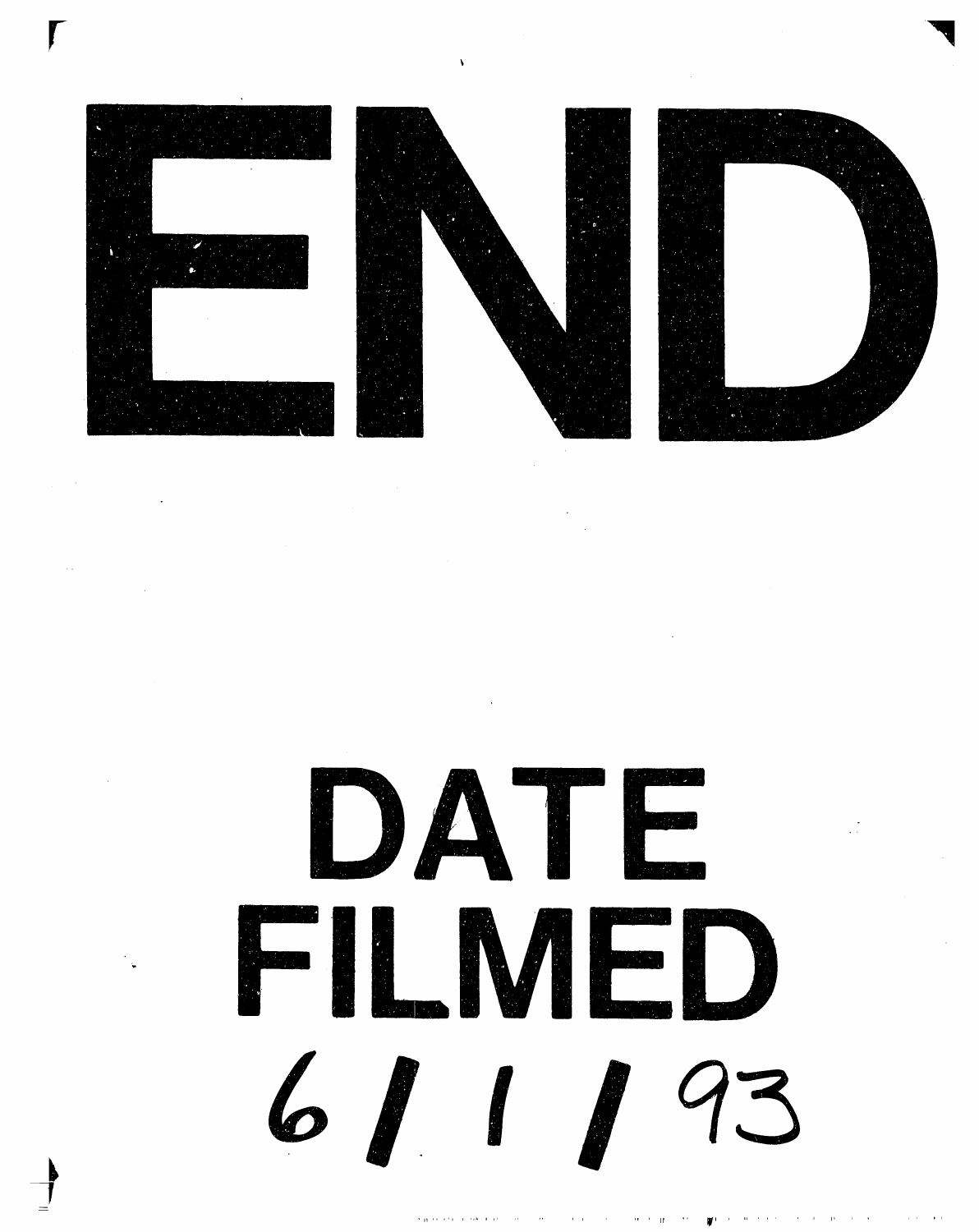# END

# DATE FILMED

6/1/93